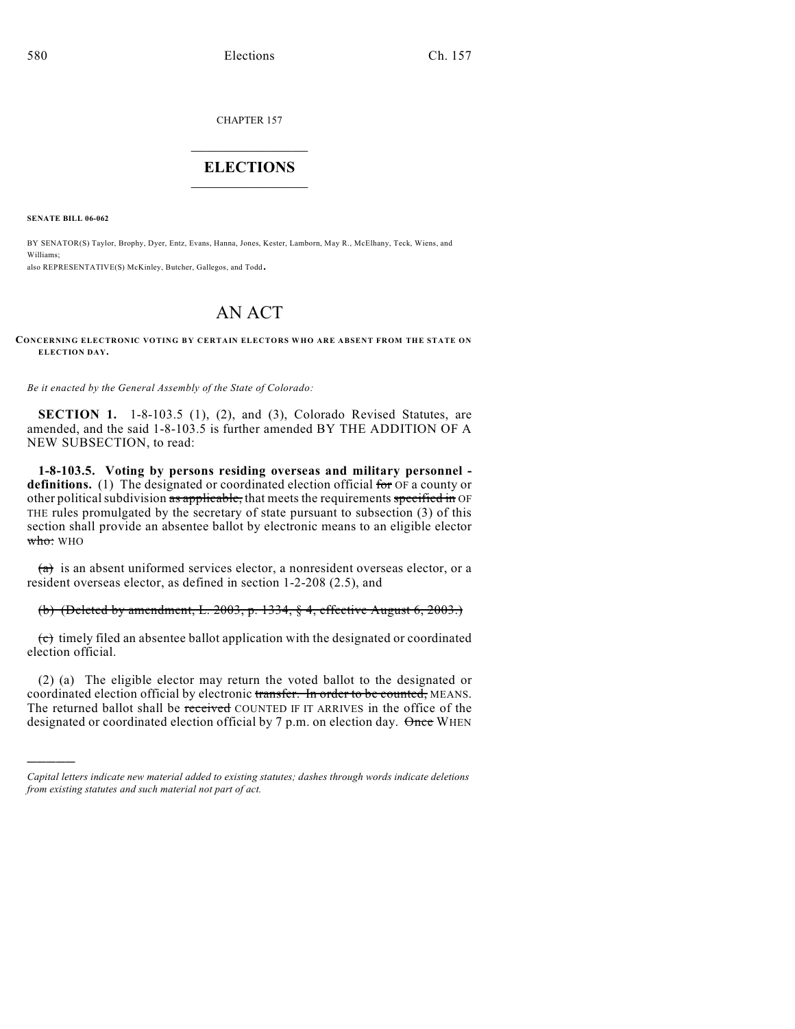CHAPTER 157

# ELECTIONS

**SENATE BILL 06-062**

BY SENATOR(S) Taylor, Brophy, Dyer, Entz, Evans, Hanna, Jones, Kester, Lamborn, May R., McElhany, Teck, Wiens, and Williams;
also REPRESENTATIVE(S) McKinley, Butcher, Gallegos, and Todd.

# AN ACT

**CONCERNING ELECTRONIC VOTING BY CERTAIN ELECTORS WHO ARE ABSENT FROM THE STATE ON ELECTION DAY.**

*Be it enacted by the General Assembly of the State of Colorado:*

**SECTION 1.** 1-8-103.5 (1), (2), and (3), Colorado Revised Statutes, are amended, and the said 1-8-103.5 is further amended BY THE ADDITION OF A NEW SUBSECTION, to read:

**1-8-103.5. Voting by persons residing overseas and military personnel - definitions.** (1) The designated or coordinated election official ~~for~~ OF a county or other political subdivision ~~as applicable,~~ that meets the requirements ~~specified in~~ OF THE rules promulgated by the secretary of state pursuant to subsection (3) of this section shall provide an absentee ballot by electronic means to an eligible elector ~~who:~~ WHO

~~(a)~~ is an absent uniformed services elector, a nonresident overseas elector, or a resident overseas elector, as defined in section 1-2-208 (2.5), and

~~(b) (Deleted by amendment, L. 2003, p. 1334, § 4, effective August 6, 2003.)~~

~~(c)~~ timely filed an absentee ballot application with the designated or coordinated election official.

(2) (a) The eligible elector may return the voted ballot to the designated or coordinated election official by electronic ~~transfer. In order to be counted,~~ MEANS. The returned ballot shall be ~~received~~ COUNTED IF IT ARRIVES in the office of the designated or coordinated election official by 7 p.m. on election day. ~~Once~~ WHEN

*Capital letters indicate new material added to existing statutes; dashes through words indicate deletions from existing statutes and such material not part of act.*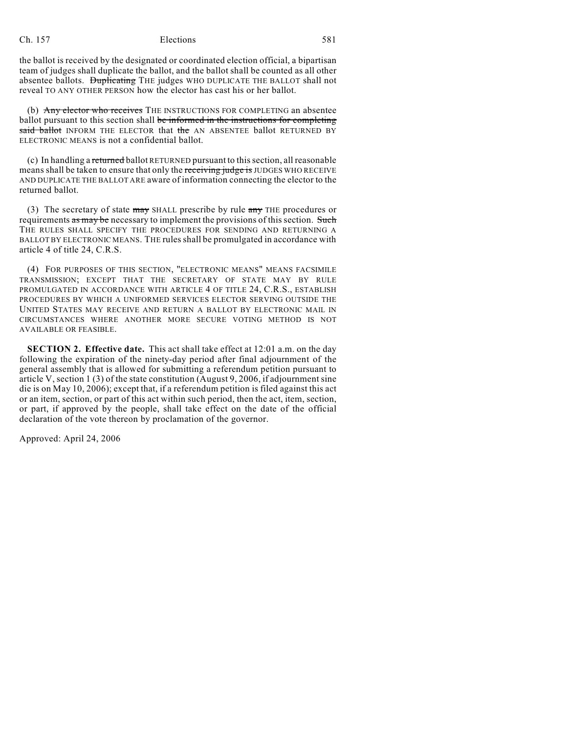the ballot is received by the designated or coordinated election official, a bipartisan team of judges shall duplicate the ballot, and the ballot shall be counted as all other absentee ballots. ~~Duplicating~~ THE judges WHO DUPLICATE THE BALLOT shall not reveal TO ANY OTHER PERSON how the elector has cast his or her ballot.

(b) ~~Any elector who receives~~ THE INSTRUCTIONS FOR COMPLETING an absentee ballot pursuant to this section shall ~~be informed in the instructions for completing said ballot~~ INFORM THE ELECTOR that ~~the~~ AN ABSENTEE ballot RETURNED BY ELECTRONIC MEANS is not a confidential ballot.

(c) In handling a ~~returned~~ ballot RETURNED pursuant to this section, all reasonable means shall be taken to ensure that only the ~~receiving judge is~~ JUDGES WHO RECEIVE AND DUPLICATE THE BALLOT ARE aware of information connecting the elector to the returned ballot.

(3) The secretary of state ~~may~~ SHALL prescribe by rule ~~any~~ THE procedures or requirements ~~as may be~~ necessary to implement the provisions of this section. ~~Such~~ THE RULES SHALL SPECIFY THE PROCEDURES FOR SENDING AND RETURNING A BALLOT BY ELECTRONIC MEANS. THE rules shall be promulgated in accordance with article 4 of title 24, C.R.S.

(4) FOR PURPOSES OF THIS SECTION, "ELECTRONIC MEANS" MEANS FACSIMILE TRANSMISSION; EXCEPT THAT THE SECRETARY OF STATE MAY BY RULE PROMULGATED IN ACCORDANCE WITH ARTICLE 4 OF TITLE 24, C.R.S., ESTABLISH PROCEDURES BY WHICH A UNIFORMED SERVICES ELECTOR SERVING OUTSIDE THE UNITED STATES MAY RECEIVE AND RETURN A BALLOT BY ELECTRONIC MAIL IN CIRCUMSTANCES WHERE ANOTHER MORE SECURE VOTING METHOD IS NOT AVAILABLE OR FEASIBLE.

**SECTION 2. Effective date.** This act shall take effect at 12:01 a.m. on the day following the expiration of the ninety-day period after final adjournment of the general assembly that is allowed for submitting a referendum petition pursuant to article V, section 1 (3) of the state constitution (August 9, 2006, if adjournment sine die is on May 10, 2006); except that, if a referendum petition is filed against this act or an item, section, or part of this act within such period, then the act, item, section, or part, if approved by the people, shall take effect on the date of the official declaration of the vote thereon by proclamation of the governor.

Approved: April 24, 2006